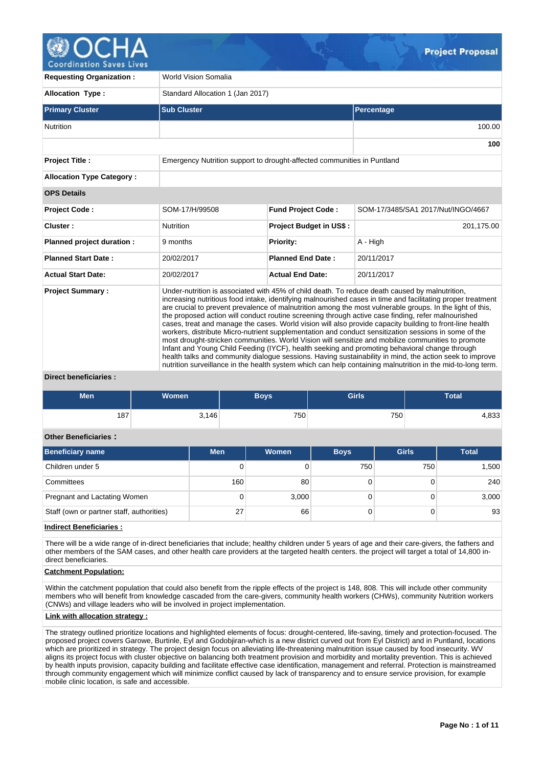# Project Proposal

| | | | |
|---|---|---|---|
| **Requesting Organization :** | World Vision Somalia | | |
| **Allocation Type :** | Standard Allocation 1 (Jan 2017) | | |

| Primary Cluster | Sub Cluster | Percentage |
|---|---|---|
| Nutrition | | 100.00 |
| | | **100** |

| | |
|---|---|
| **Project Title :** | Emergency Nutrition support to drought-affected communities in Puntland |
| **Allocation Type Category :** | |

**OPS Details**

| | | | |
|---|---|---|---|
| **Project Code :** | SOM-17/H/99508 | **Fund Project Code :** | SOM-17/3485/SA1 2017/Nut/INGO/4667 |
| **Cluster :** | Nutrition | **Project Budget in US$ :** | 201,175.00 |
| **Planned project duration :** | 9 months | **Priority:** | A - High |
| **Planned Start Date :** | 20/02/2017 | **Planned End Date :** | 20/11/2017 |
| **Actual Start Date:** | 20/02/2017 | **Actual End Date:** | 20/11/2017 |

**Project Summary :**

Under-nutrition is associated with 45% of child death. To reduce death caused by malnutrition, increasing nutritious food intake, identifying malnourished cases in time and facilitating proper treatment are crucial to prevent prevalence of malnutrition among the most vulnerable groups. In the light of this, the proposed action will conduct routine screening through active case finding, refer malnourished cases, treat and manage the cases. World vision will also provide capacity building to front-line health workers, distribute Micro-nutrient supplementation and conduct sensitization sessions in some of the most drought-stricken communities. World Vision will sensitize and mobilize communities to promote Infant and Young Child Feeding (IYCF), health seeking and promoting behavioral change through health talks and community dialogue sessions. Having sustainability in mind, the action seek to improve nutrition surveillance in the health system which can help containing malnutrition in the mid-to-long term.

**Direct beneficiaries :**

| Men | Women | Boys | Girls | Total |
|---|---|---|---|---|
| 187 | 3,146 | 750 | 750 | 4,833 |

**Other Beneficiaries :**

| Beneficiary name | Men | Women | Boys | Girls | Total |
|---|---|---|---|---|---|
| Children under 5 | 0 | 0 | 750 | 750 | 1,500 |
| Committees | 160 | 80 | 0 | 0 | 240 |
| Pregnant and Lactating Women | 0 | 3,000 | 0 | 0 | 3,000 |
| Staff (own or partner staff, authorities) | 27 | 66 | 0 | 0 | 93 |

**Indirect Beneficiaries :**

There will be a wide range of in-direct beneficiaries that include; healthy children under 5 years of age and their care-givers, the fathers and other members of the SAM cases, and other health care providers at the targeted health centers. the project will target a total of 14,800 in-direct beneficiaries.

**Catchment Population:**

Within the catchment population that could also benefit from the ripple effects of the project is 148, 808. This will include other community members who will benefit from knowledge cascaded from the care-givers, community health workers (CHWs), community Nutrition workers (CNWs) and village leaders who will be involved in project implementation.

**Link with allocation strategy :**

The strategy outlined prioritize locations and highlighted elements of focus: drought-centered, life-saving, timely and protection-focused. The proposed project covers Garowe, Burtinle, Eyl and Godobjiran-which is a new district curved out from Eyl District) and in Puntland, locations which are prioritized in strategy. The project design focus on alleviating life-threatening malnutrition issue caused by food insecurity. WV aligns its project focus with cluster objective on balancing both treatment provision and morbidity and mortality prevention. This is achieved by health inputs provision, capacity building and facilitate effective case identification, management and referral. Protection is mainstreamed through community engagement which will minimize conflict caused by lack of transparency and to ensure service provision, for example mobile clinic location, is safe and accessible.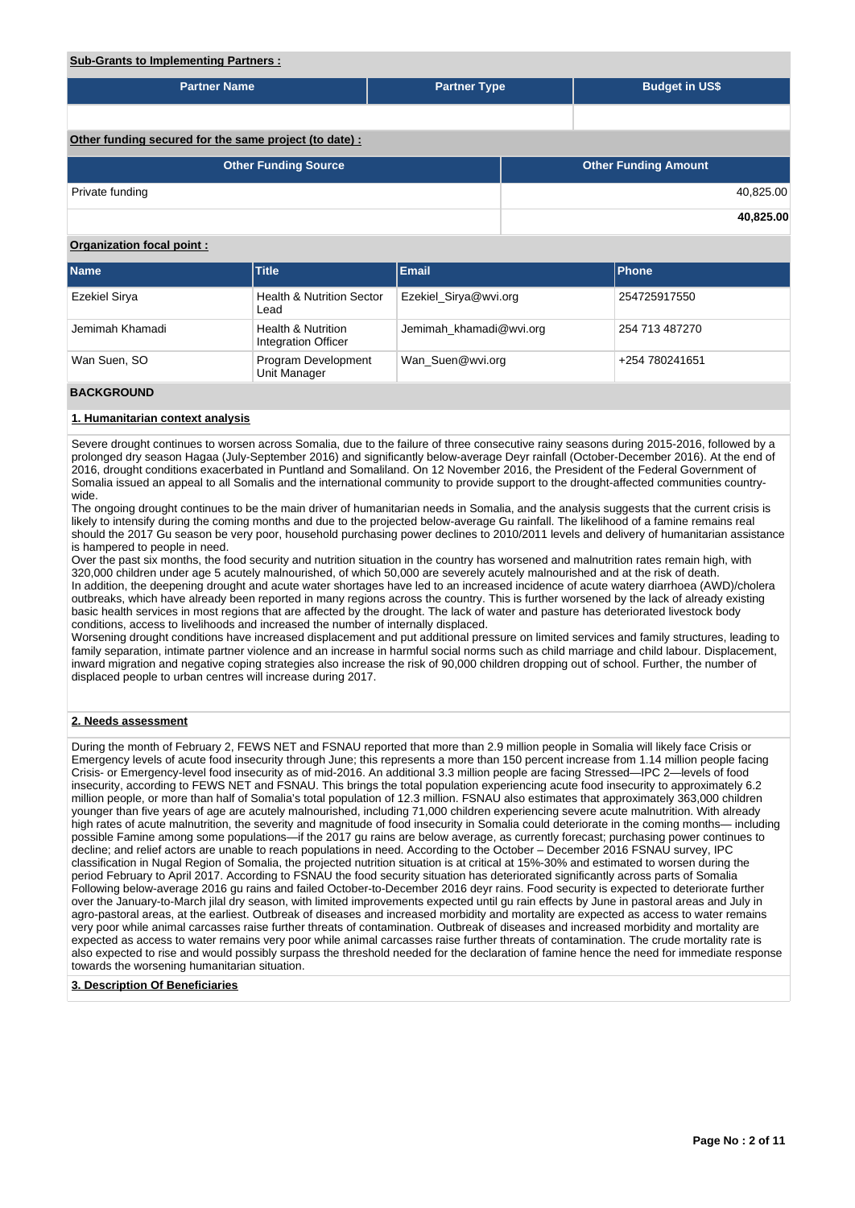**Sub-Grants to Implementing Partners :**

| Partner Name | Partner Type | Budget in US$ |
|---|---|---|
| | | |

**Other funding secured for the same project (to date) :**

| Other Funding Source | Other Funding Amount |
|---|---|
| Private funding | 40,825.00 |
| | **40,825.00** |

**Organization focal point :**

| Name | Title | Email | Phone |
|---|---|---|---|
| Ezekiel Sirya | Health & Nutrition Sector Lead | Ezekiel_Sirya@wvi.org | 254725917550 |
| Jemimah Khamadi | Health & Nutrition Integration Officer | Jemimah_khamadi@wvi.org | 254 713 487270 |
| Wan Suen, SO | Program Development Unit Manager | Wan_Suen@wvi.org | +254 780241651 |

## BACKGROUND

### 1. Humanitarian context analysis

Severe drought continues to worsen across Somalia, due to the failure of three consecutive rainy seasons during 2015-2016, followed by a prolonged dry season Hagaa (July-September 2016) and significantly below-average Deyr rainfall (October-December 2016). At the end of 2016, drought conditions exacerbated in Puntland and Somaliland. On 12 November 2016, the President of the Federal Government of Somalia issued an appeal to all Somalis and the international community to provide support to the drought-affected communities country-wide.
The ongoing drought continues to be the main driver of humanitarian needs in Somalia, and the analysis suggests that the current crisis is likely to intensify during the coming months and due to the projected below-average Gu rainfall. The likelihood of a famine remains real should the 2017 Gu season be very poor, household purchasing power declines to 2010/2011 levels and delivery of humanitarian assistance is hampered to people in need.
Over the past six months, the food security and nutrition situation in the country has worsened and malnutrition rates remain high, with 320,000 children under age 5 acutely malnourished, of which 50,000 are severely acutely malnourished and at the risk of death.
In addition, the deepening drought and acute water shortages have led to an increased incidence of acute watery diarrhoea (AWD)/cholera outbreaks, which have already been reported in many regions across the country. This is further worsened by the lack of already existing basic health services in most regions that are affected by the drought. The lack of water and pasture has deteriorated livestock body conditions, access to livelihoods and increased the number of internally displaced.
Worsening drought conditions have increased displacement and put additional pressure on limited services and family structures, leading to family separation, intimate partner violence and an increase in harmful social norms such as child marriage and child labour. Displacement, inward migration and negative coping strategies also increase the risk of 90,000 children dropping out of school. Further, the number of displaced people to urban centres will increase during 2017.

### 2. Needs assessment

During the month of February 2, FEWS NET and FSNAU reported that more than 2.9 million people in Somalia will likely face Crisis or Emergency levels of acute food insecurity through June; this represents a more than 150 percent increase from 1.14 million people facing Crisis- or Emergency-level food insecurity as of mid-2016. An additional 3.3 million people are facing Stressed—IPC 2—levels of food insecurity, according to FEWS NET and FSNAU. This brings the total population experiencing acute food insecurity to approximately 6.2 million people, or more than half of Somalia's total population of 12.3 million. FSNAU also estimates that approximately 363,000 children younger than five years of age are acutely malnourished, including 71,000 children experiencing severe acute malnutrition. With already high rates of acute malnutrition, the severity and magnitude of food insecurity in Somalia could deteriorate in the coming months— including possible Famine among some populations—if the 2017 gu rains are below average, as currently forecast; purchasing power continues to decline; and relief actors are unable to reach populations in need. According to the October – December 2016 FSNAU survey, IPC classification in Nugal Region of Somalia, the projected nutrition situation is at critical at 15%-30% and estimated to worsen during the period February to April 2017. According to FSNAU the food security situation has deteriorated significantly across parts of Somalia Following below-average 2016 gu rains and failed October-to-December 2016 deyr rains. Food security is expected to deteriorate further over the January-to-March jilal dry season, with limited improvements expected until gu rain effects by June in pastoral areas and July in agro-pastoral areas, at the earliest. Outbreak of diseases and increased morbidity and mortality are expected as access to water remains very poor while animal carcasses raise further threats of contamination. Outbreak of diseases and increased morbidity and mortality are expected as access to water remains very poor while animal carcasses raise further threats of contamination. The crude mortality rate is also expected to rise and would possibly surpass the threshold needed for the declaration of famine hence the need for immediate response towards the worsening humanitarian situation.

### 3. Description Of Beneficiaries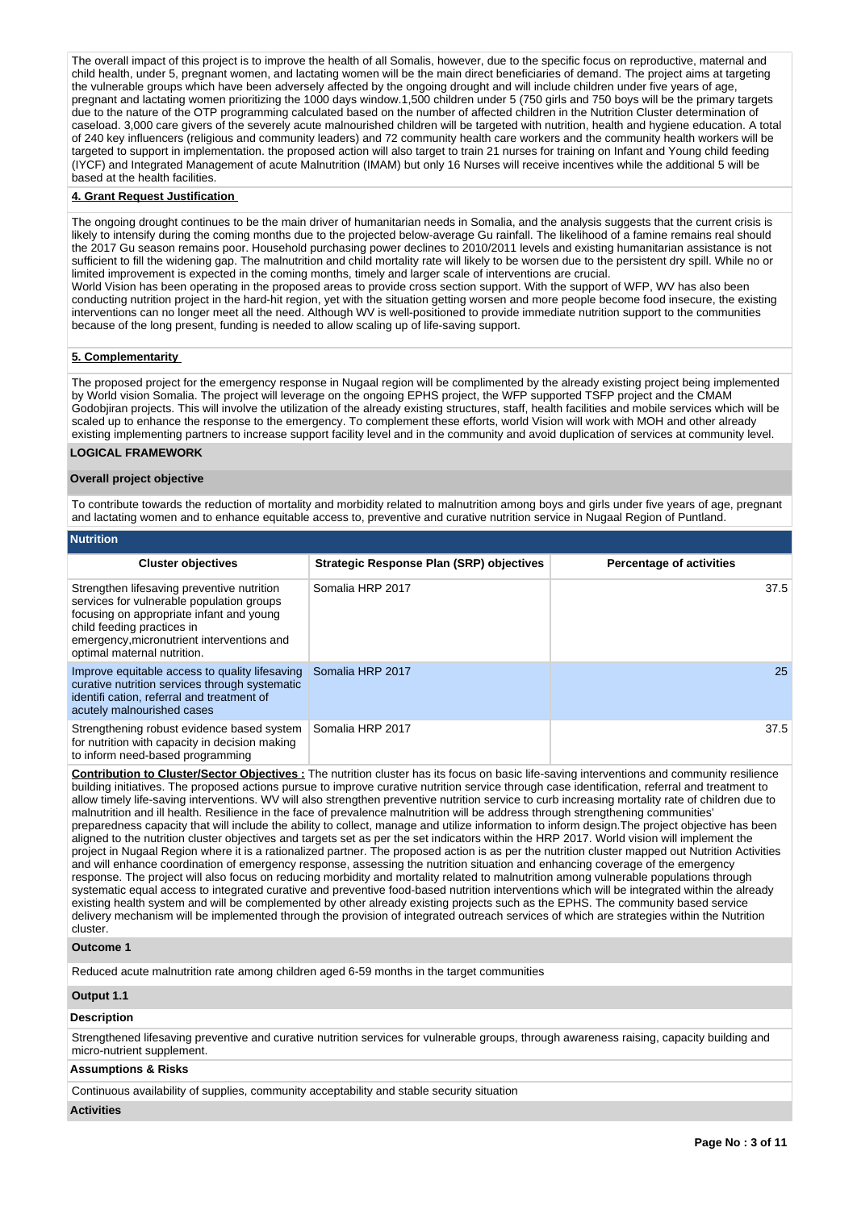The overall impact of this project is to improve the health of all Somalis, however, due to the specific focus on reproductive, maternal and child health, under 5, pregnant women, and lactating women will be the main direct beneficiaries of demand. The project aims at targeting the vulnerable groups which have been adversely affected by the ongoing drought and will include children under five years of age, pregnant and lactating women prioritizing the 1000 days window.1,500 children under 5 (750 girls and 750 boys will be the primary targets due to the nature of the OTP programming calculated based on the number of affected children in the Nutrition Cluster determination of caseload. 3,000 care givers of the severely acute malnourished children will be targeted with nutrition, health and hygiene education. A total of 240 key influencers (religious and community leaders) and 72 community health care workers and the community health workers will be targeted to support in implementation. the proposed action will also target to train 21 nurses for training on Infant and Young child feeding (IYCF) and Integrated Management of acute Malnutrition (IMAM) but only 16 Nurses will receive incentives while the additional 5 will be based at the health facilities.

**4. Grant Request Justification**

The ongoing drought continues to be the main driver of humanitarian needs in Somalia, and the analysis suggests that the current crisis is likely to intensify during the coming months due to the projected below-average Gu rainfall. The likelihood of a famine remains real should the 2017 Gu season remains poor. Household purchasing power declines to 2010/2011 levels and existing humanitarian assistance is not sufficient to fill the widening gap. The malnutrition and child mortality rate will likely to be worsen due to the persistent dry spill. While no or limited improvement is expected in the coming months, timely and larger scale of interventions are crucial.
World Vision has been operating in the proposed areas to provide cross section support. With the support of WFP, WV has also been conducting nutrition project in the hard-hit region, yet with the situation getting worsen and more people become food insecure, the existing interventions can no longer meet all the need. Although WV is well-positioned to provide immediate nutrition support to the communities because of the long present, funding is needed to allow scaling up of life-saving support.

**5. Complementarity**

The proposed project for the emergency response in Nugaal region will be complimented by the already existing project being implemented by World vision Somalia. The project will leverage on the ongoing EPHS project, the WFP supported TSFP project and the CMAM Godobjiran projects. This will involve the utilization of the already existing structures, staff, health facilities and mobile services which will be scaled up to enhance the response to the emergency. To complement these efforts, world Vision will work with MOH and other already existing implementing partners to increase support facility level and in the community and avoid duplication of services at community level.

## LOGICAL FRAMEWORK

**Overall project objective**

To contribute towards the reduction of mortality and morbidity related to malnutrition among boys and girls under five years of age, pregnant and lactating women and to enhance equitable access to, preventive and curative nutrition service in Nugaal Region of Puntland.

**Nutrition**

| Cluster objectives | Strategic Response Plan (SRP) objectives | Percentage of activities |
|---|---|---|
| Strengthen lifesaving preventive nutrition services for vulnerable population groups focusing on appropriate infant and young child feeding practices in emergency,micronutrient interventions and optimal maternal nutrition. | Somalia HRP 2017 | 37.5 |
| Improve equitable access to quality lifesaving curative nutrition services through systematic identifi cation, referral and treatment of acutely malnourished cases | Somalia HRP 2017 | 25 |
| Strengthening robust evidence based system for nutrition with capacity in decision making to inform need-based programming | Somalia HRP 2017 | 37.5 |

**Contribution to Cluster/Sector Objectives :** The nutrition cluster has its focus on basic life-saving interventions and community resilience building initiatives. The proposed actions pursue to improve curative nutrition service through case identification, referral and treatment to allow timely life-saving interventions. WV will also strengthen preventive nutrition service to curb increasing mortality rate of children due to malnutrition and ill health. Resilience in the face of prevalence malnutrition will be address through strengthening communities' preparedness capacity that will include the ability to collect, manage and utilize information to inform design.The project objective has been aligned to the nutrition cluster objectives and targets set as per the set indicators within the HRP 2017. World vision will implement the project in Nugaal Region where it is a rationalized partner. The proposed action is as per the nutrition cluster mapped out Nutrition Activities and will enhance coordination of emergency response, assessing the nutrition situation and enhancing coverage of the emergency response. The project will also focus on reducing morbidity and mortality related to malnutrition among vulnerable populations through systematic equal access to integrated curative and preventive food-based nutrition interventions which will be integrated within the already existing health system and will be complemented by other already existing projects such as the EPHS. The community based service delivery mechanism will be implemented through the provision of integrated outreach services of which are strategies within the Nutrition cluster.

**Outcome 1**

Reduced acute malnutrition rate among children aged 6-59 months in the target communities

**Output 1.1**

**Description**

Strengthened lifesaving preventive and curative nutrition services for vulnerable groups, through awareness raising, capacity building and micro-nutrient supplement.

**Assumptions & Risks**

Continuous availability of supplies, community acceptability and stable security situation

**Activities**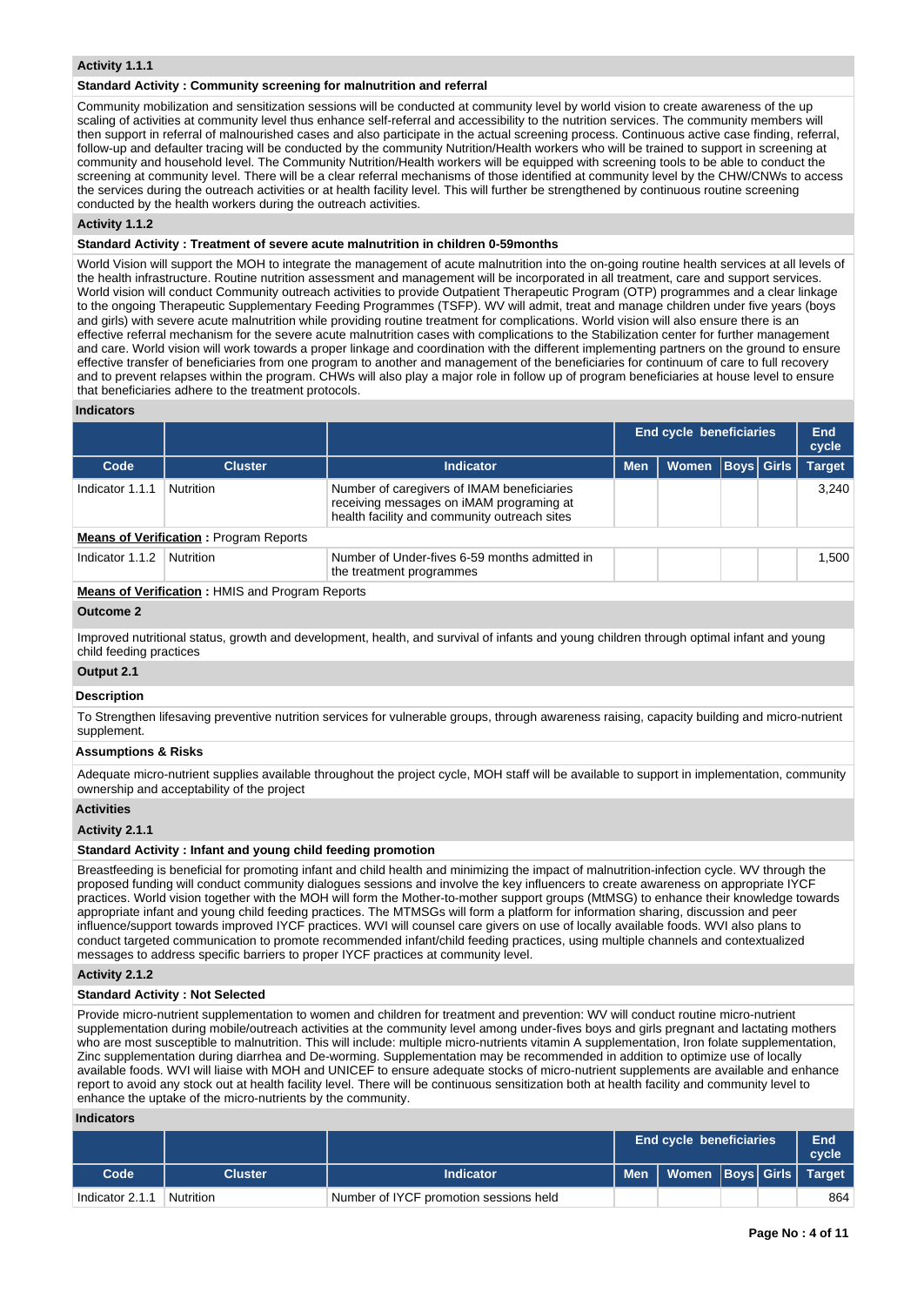**Activity 1.1.1**

**Standard Activity : Community screening for malnutrition and referral**

Community mobilization and sensitization sessions will be conducted at community level by world vision to create awareness of the up scaling of activities at community level thus enhance self-referral and accessibility to the nutrition services. The community members will then support in referral of malnourished cases and also participate in the actual screening process. Continuous active case finding, referral, follow-up and defaulter tracing will be conducted by the community Nutrition/Health workers who will be trained to support in screening at community and household level. The Community Nutrition/Health workers will be equipped with screening tools to be able to conduct the screening at community level. There will be a clear referral mechanisms of those identified at community level by the CHW/CNWs to access the services during the outreach activities or at health facility level. This will further be strengthened by continuous routine screening conducted by the health workers during the outreach activities.

**Activity 1.1.2**

**Standard Activity : Treatment of severe acute malnutrition in children 0-59months**

World Vision will support the MOH to integrate the management of acute malnutrition into the on-going routine health services at all levels of the health infrastructure. Routine nutrition assessment and management will be incorporated in all treatment, care and support services. World vision will conduct Community outreach activities to provide Outpatient Therapeutic Program (OTP) programmes and a clear linkage to the ongoing Therapeutic Supplementary Feeding Programmes (TSFP). WV will admit, treat and manage children under five years (boys and girls) with severe acute malnutrition while providing routine treatment for complications. World vision will also ensure there is an effective referral mechanism for the severe acute malnutrition cases with complications to the Stabilization center for further management and care. World vision will work towards a proper linkage and coordination with the different implementing partners on the ground to ensure effective transfer of beneficiaries from one program to another and management of the beneficiaries for continuum of care to full recovery and to prevent relapses within the program. CHWs will also play a major role in follow up of program beneficiaries at house level to ensure that beneficiaries adhere to the treatment protocols.

**Indicators**

| | | | End cycle beneficiaries | | | | End cycle |
|---|---|---|---|---|---|---|---|
| **Code** | **Cluster** | **Indicator** | **Men** | **Women** | **Boys** | **Girls** | **Target** |
| Indicator 1.1.1 | Nutrition | Number of caregivers of IMAM beneficiaries receiving messages on iMAM programing at health facility and community outreach sites | | | | | 3,240 |
| **Means of Verification :** Program Reports | | | | | | | |
| Indicator 1.1.2 | Nutrition | Number of Under-fives 6-59 months admitted in the treatment programmes | | | | | 1,500 |
| **Means of Verification :** HMIS and Program Reports | | | | | | | |

**Outcome 2**

Improved nutritional status, growth and development, health, and survival of infants and young children through optimal infant and young child feeding practices

**Output 2.1**

**Description**

To Strengthen lifesaving preventive nutrition services for vulnerable groups, through awareness raising, capacity building and micro-nutrient supplement.

**Assumptions & Risks**

Adequate micro-nutrient supplies available throughout the project cycle, MOH staff will be available to support in implementation, community ownership and acceptability of the project

**Activities**

**Activity 2.1.1**

**Standard Activity : Infant and young child feeding promotion**

Breastfeeding is beneficial for promoting infant and child health and minimizing the impact of malnutrition-infection cycle. WV through the proposed funding will conduct community dialogues sessions and involve the key influencers to create awareness on appropriate IYCF practices. World vision together with the MOH will form the Mother-to-mother support groups (MtMSG) to enhance their knowledge towards appropriate infant and young child feeding practices. The MTMSGs will form a platform for information sharing, discussion and peer influence/support towards improved IYCF practices. WVI will counsel care givers on use of locally available foods. WVI also plans to conduct targeted communication to promote recommended infant/child feeding practices, using multiple channels and contextualized messages to address specific barriers to proper IYCF practices at community level.

**Activity 2.1.2**

**Standard Activity : Not Selected**

Provide micro-nutrient supplementation to women and children for treatment and prevention: WV will conduct routine micro-nutrient supplementation during mobile/outreach activities at the community level among under-fives boys and girls pregnant and lactating mothers who are most susceptible to malnutrition. This will include: multiple micro-nutrients vitamin A supplementation, Iron folate supplementation, Zinc supplementation during diarrhea and De-worming. Supplementation may be recommended in addition to optimize use of locally available foods. WVI will liaise with MOH and UNICEF to ensure adequate stocks of micro-nutrient supplements are available and enhance report to avoid any stock out at health facility level. There will be continuous sensitization both at health facility and community level to enhance the uptake of the micro-nutrients by the community.

**Indicators**

| | | | End cycle beneficiaries | | | | End cycle |
|---|---|---|---|---|---|---|---|
| **Code** | **Cluster** | **Indicator** | **Men** | **Women** | **Boys** | **Girls** | **Target** |
| Indicator 2.1.1 | Nutrition | Number of IYCF promotion sessions held | | | | | 864 |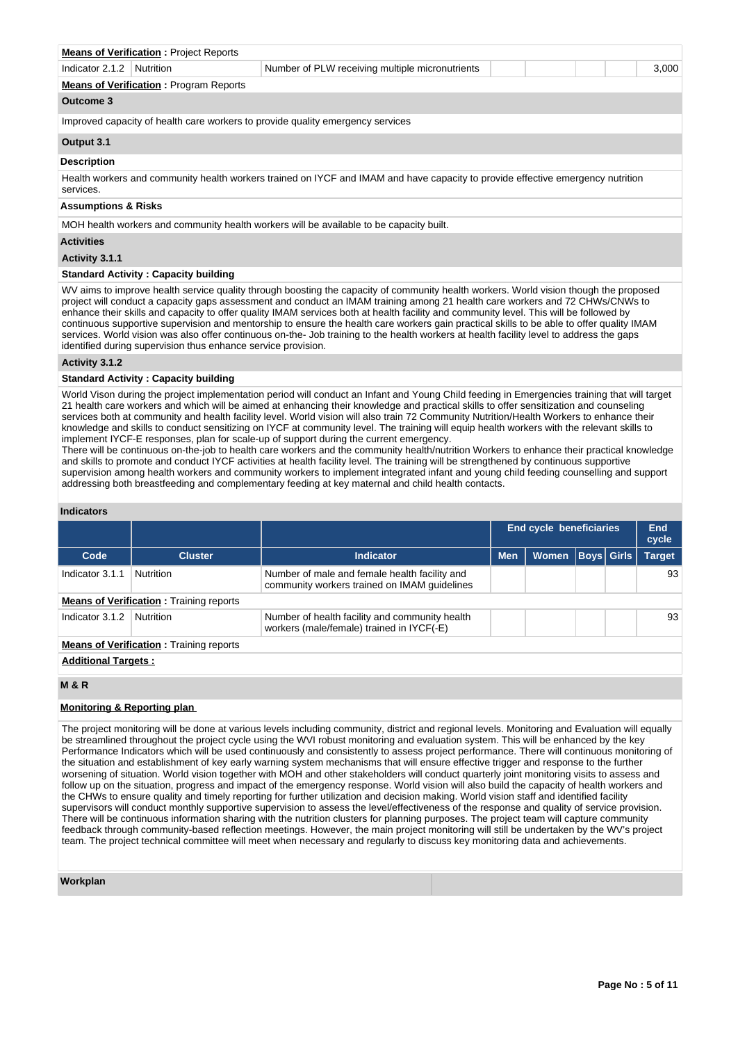**Means of Verification :** Project Reports

| Indicator 2.1.2 | Nutrition | Number of PLW receiving multiple micronutrients | | | | | 3,000 |
|---|---|---|---|---|---|---|---|

**Means of Verification :** Program Reports

### Outcome 3

Improved capacity of health care workers to provide quality emergency services

### Output 3.1

**Description**

Health workers and community health workers trained on IYCF and IMAM and have capacity to provide effective emergency nutrition services.

**Assumptions & Risks**

MOH health workers and community health workers will be available to be capacity built.

**Activities**

**Activity 3.1.1**

**Standard Activity : Capacity building**

WV aims to improve health service quality through boosting the capacity of community health workers. World vision though the proposed project will conduct a capacity gaps assessment and conduct an IMAM training among 21 health care workers and 72 CHWs/CNWs to enhance their skills and capacity to offer quality IMAM services both at health facility and community level. This will be followed by continuous supportive supervision and mentorship to ensure the health care workers gain practical skills to be able to offer quality IMAM services. World vision was also offer continuous on-the- Job training to the health workers at health facility level to address the gaps identified during supervision thus enhance service provision.

**Activity 3.1.2**

**Standard Activity : Capacity building**

World Vison during the project implementation period will conduct an Infant and Young Child feeding in Emergencies training that will target 21 health care workers and which will be aimed at enhancing their knowledge and practical skills to offer sensitization and counseling services both at community and health facility level. World vision will also train 72 Community Nutrition/Health Workers to enhance their knowledge and skills to conduct sensitizing on IYCF at community level. The training will equip health workers with the relevant skills to implement IYCF-E responses, plan for scale-up of support during the current emergency.
There will be continuous on-the-job to health care workers and the community health/nutrition Workers to enhance their practical knowledge and skills to promote and conduct IYCF activities at health facility level. The training will be strengthened by continuous supportive supervision among health workers and community workers to implement integrated infant and young child feeding counselling and support addressing both breastfeeding and complementary feeding at key maternal and child health contacts.

**Indicators**

| | | | End cycle beneficiaries | | | | End cycle |
|---|---|---|---|---|---|---|---|
| **Code** | **Cluster** | **Indicator** | **Men** | **Women** | **Boys** | **Girls** | **Target** |
| Indicator 3.1.1 | Nutrition | Number of male and female health facility and community workers trained on IMAM guidelines | | | | | 93 |

**Means of Verification :** Training reports

| Indicator 3.1.2 | Nutrition | Number of health facility and community health workers (male/female) trained in IYCF(-E) | | | | | 93 |
|---|---|---|---|---|---|---|---|

**Means of Verification :** Training reports

**Additional Targets :**

### M & R

**Monitoring & Reporting plan**

The project monitoring will be done at various levels including community, district and regional levels. Monitoring and Evaluation will equally be streamlined throughout the project cycle using the WVI robust monitoring and evaluation system. This will be enhanced by the key Performance Indicators which will be used continuously and consistently to assess project performance. There will continuous monitoring of the situation and establishment of key early warning system mechanisms that will ensure effective trigger and response to the further worsening of situation. World vision together with MOH and other stakeholders will conduct quarterly joint monitoring visits to assess and follow up on the situation, progress and impact of the emergency response. World vision will also build the capacity of health workers and the CHWs to ensure quality and timely reporting for further utilization and decision making. World vision staff and identified facility supervisors will conduct monthly supportive supervision to assess the level/effectiveness of the response and quality of service provision. There will be continuous information sharing with the nutrition clusters for planning purposes. The project team will capture community feedback through community-based reflection meetings. However, the main project monitoring will still be undertaken by the WV's project team. The project technical committee will meet when necessary and regularly to discuss key monitoring data and achievements.

**Workplan**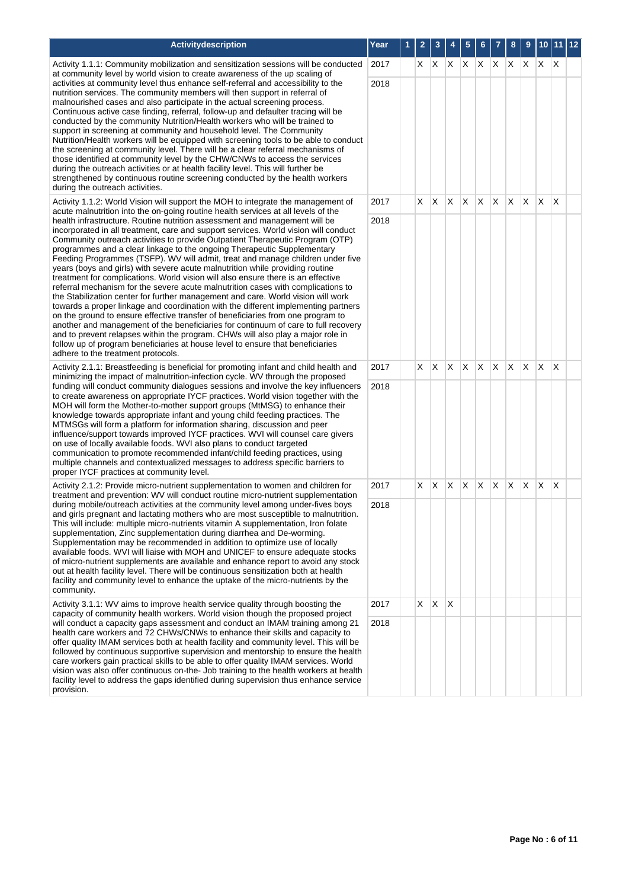| Activitydescription | Year | 1 | 2 | 3 | 4 | 5 | 6 | 7 | 8 | 9 | 10 | 11 | 12 |
|---|---|---|---|---|---|---|---|---|---|---|---|---|---|
| Activity 1.1.1: Community mobilization and sensitization sessions will be conducted at community level by world vision to create awareness of the up scaling of activities at community level thus enhance self-referral and accessibility to the nutrition services. The community members will then support in referral of malnourished cases and also participate in the actual screening process. Continuous active case finding, referral, follow-up and defaulter tracing will be conducted by the community Nutrition/Health workers who will be trained to support in screening at community and household level. The Community Nutrition/Health workers will be equipped with screening tools to be able to conduct the screening at community level. There will be a clear referral mechanisms of those identified at community level by the CHW/CNWs to access the services during the outreach activities or at health facility level. This will further be strengthened by continuous routine screening conducted by the health workers during the outreach activities. | 2017 | | X | X | X | X | X | X | X | X | X | X | |
| | 2018 | | | | | | | | | | | | |
| Activity 1.1.2: World Vision will support the MOH to integrate the management of acute malnutrition into the on-going routine health services at all levels of the health infrastructure. Routine nutrition assessment and management will be incorporated in all treatment, care and support services. World vision will conduct Community outreach activities to provide Outpatient Therapeutic Program (OTP) programmes and a clear linkage to the ongoing Therapeutic Supplementary Feeding Programmes (TSFP). WV will admit, treat and manage children under five years (boys and girls) with severe acute malnutrition while providing routine treatment for complications. World vision will also ensure there is an effective referral mechanism for the severe acute malnutrition cases with complications to the Stabilization center for further management and care. World vision will work towards a proper linkage and coordination with the different implementing partners on the ground to ensure effective transfer of beneficiaries from one program to another and management of the beneficiaries for continuum of care to full recovery and to prevent relapses within the program. CHWs will also play a major role in follow up of program beneficiaries at house level to ensure that beneficiaries adhere to the treatment protocols. | 2017 | | X | X | X | X | X | X | X | X | X | X | |
| | 2018 | | | | | | | | | | | | |
| Activity 2.1.1: Breastfeeding is beneficial for promoting infant and child health and minimizing the impact of malnutrition-infection cycle. WV through the proposed funding will conduct community dialogues sessions and involve the key influencers to create awareness on appropriate IYCF practices. World vision together with the MOH will form the Mother-to-mother support groups (MtMSG) to enhance their knowledge towards appropriate infant and young child feeding practices. The MTMSGs will form a platform for information sharing, discussion and peer influence/support towards improved IYCF practices. WVI will counsel care givers on use of locally available foods. WVI also plans to conduct targeted communication to promote recommended infant/child feeding practices, using multiple channels and contextualized messages to address specific barriers to proper IYCF practices at community level. | 2017 | | X | X | X | X | X | X | X | X | X | X | |
| | 2018 | | | | | | | | | | | | |
| Activity 2.1.2: Provide micro-nutrient supplementation to women and children for treatment and prevention: WV will conduct routine micro-nutrient supplementation during mobile/outreach activities at the community level among under-fives boys and girls pregnant and lactating mothers who are most susceptible to malnutrition. This will include: multiple micro-nutrients vitamin A supplementation, Iron folate supplementation, Zinc supplementation during diarrhea and De-worming. Supplementation may be recommended in addition to optimize use of locally available foods. WVI will liaise with MOH and UNICEF to ensure adequate stocks of micro-nutrient supplements are available and enhance report to avoid any stock out at health facility level. There will be continuous sensitization both at health facility and community level to enhance the uptake of the micro-nutrients by the community. | 2017 | | X | X | X | X | X | X | X | X | X | X | |
| | 2018 | | | | | | | | | | | | |
| Activity 3.1.1: WV aims to improve health service quality through boosting the capacity of community health workers. World vision though the proposed project will conduct a capacity gaps assessment and conduct an IMAM training among 21 health care workers and 72 CHWs/CNWs to enhance their skills and capacity to offer quality IMAM services both at health facility and community level. This will be followed by continuous supportive supervision and mentorship to ensure the health care workers gain practical skills to be able to offer quality IMAM services. World vision was also offer continuous on-the- Job training to the health workers at health facility level to address the gaps identified during supervision thus enhance service provision. | 2017 | | X | X | X | | | | | | | | |
| | 2018 | | | | | | | | | | | | |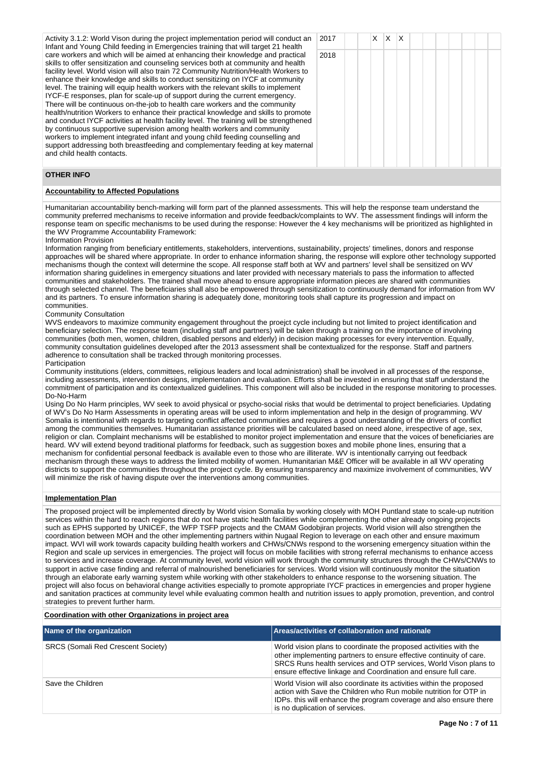| Activity | Year | 1 | 2 | 3 | 4 | 5 | 6 | 7 | 8 | 9 | 10 | 11 | 12 |
|---|---|---|---|---|---|---|---|---|---|---|---|---|---|
| Activity 3.1.2: World Vison during the project implementation period will conduct an Infant and Young Child feeding in Emergencies training that will target 21 health care workers and which will be aimed at enhancing their knowledge and practical skills to offer sensitization and counseling services both at community and health facility level. World vision will also train 72 Community Nutrition/Health Workers to enhance their knowledge and skills to conduct sensitizing on IYCF at community level. The training will equip health workers with the relevant skills to implement IYCF-E responses, plan for scale-up of support during the current emergency. There will be continuous on-the-job to health care workers and the community health/nutrition Workers to enhance their practical knowledge and skills to promote and conduct IYCF activities at health facility level. The training will be strengthened by continuous supportive supervision among health workers and community workers to implement integrated infant and young child feeding counselling and support addressing both breastfeeding and complementary feeding at key maternal and child health contacts. | 2017 | | | X | X | X | | | | | | | |
| | 2018 | | | | | | | | | | | | |

## OTHER INFO

### Accountability to Affected Populations

Humanitarian accountability bench-marking will form part of the planned assessments. This will help the response team understand the community preferred mechanisms to receive information and provide feedback/complaints to WV. The assessment findings will inform the response team on specific mechanisms to be used during the response: However the 4 key mechanisms will be prioritized as highlighted in the WV Programme Accountability Framework:

Information Provision

Information ranging from beneficiary entitlements, stakeholders, interventions, sustainability, projects' timelines, donors and response approaches will be shared where appropriate. In order to enhance information sharing, the response will explore other technology supported mechanisms though the context will determine the scope. All response staff both at WV and partners' level shall be sensitized on WV information sharing guidelines in emergency situations and later provided with necessary materials to pass the information to affected communities and stakeholders. The trained shall move ahead to ensure appropriate information pieces are shared with communities through selected channel. The beneficiaries shall also be empowered through sensitization to continuously demand for information from WV and its partners. To ensure information sharing is adequately done, monitoring tools shall capture its progression and impact on communities.

Community Consultation

WVS endeavors to maximize community engagement throughout the proejct cycle including but not limited to project identification and beneficiary selection. The response team (including staff and partners) will be taken through a training on the importance of involving communities (both men, women, children, disabled persons and elderly) in decision making processes for every intervention. Equally, community consultation guidelines developed after the 2013 assessment shall be contextualized for the response. Staff and partners adherence to consultation shall be tracked through monitoring processes.

Participation

Community institutions (elders, committees, religious leaders and local administration) shall be involved in all processes of the response, including assessments, intervention designs, implementation and evaluation. Efforts shall be invested in ensuring that staff understand the commitment of participation and its contextualized guidelines. This component will also be included in the response monitoring to processes.

Do-No-Harm

Using Do No Harm principles, WV seek to avoid physical or psycho-social risks that would be detrimental to project beneficiaries. Updating of WV's Do No Harm Assessments in operating areas will be used to inform implementation and help in the design of programming. WV Somalia is intentional with regards to targeting conflict affected communities and requires a good understanding of the drivers of conflict among the communities themselves. Humanitarian assistance priorities will be calculated based on need alone, irrespective of age, sex, religion or clan. Complaint mechanisms will be established to monitor project implementation and ensure that the voices of beneficiaries are heard. WV will extend beyond traditional platforms for feedback, such as suggestion boxes and mobile phone lines, ensuring that a mechanism for confidential personal feedback is available even to those who are illiterate. WV is intentionally carrying out feedback mechanism through these ways to address the limited mobility of women. Humanitarian M&E Officer will be available in all WV operating districts to support the communities throughout the project cycle. By ensuring transparency and maximize involvement of communities, WV will minimize the risk of having dispute over the interventions among communities.

### Implementation Plan

The proposed project will be implemented directly by World vision Somalia by working closely with MOH Puntland state to scale-up nutrition services within the hard to reach regions that do not have static health facilities while complementing the other already ongoing projects such as EPHS supported by UNICEF, the WFP TSFP projects and the CMAM Godobjiran projects. World vision will also strengthen the coordination between MOH and the other implementing partners within Nugaal Region to leverage on each other and ensure maximum impact. WVI will work towards capacity building health workers and CHWs/CNWs respond to the worsening emergency situation within the Region and scale up services in emergencies. The project will focus on mobile facilities with strong referral mechanisms to enhance access to services and increase coverage. At community level, world vision will work through the community structures through the CHWs/CNWs to support in active case finding and referral of malnourished beneficiaries for services. World vision will continuously monitor the situation through an elaborate early warning system while working with other stakeholders to enhance response to the worsening situation. The project will also focus on behavioral change activities especially to promote appropriate IYCF practices in emergencies and proper hygiene and sanitation practices at community level while evaluating common health and nutrition issues to apply promotion, prevention, and control strategies to prevent further harm.

### Coordination with other Organizations in project area

| Name of the organization | Areas/activities of collaboration and rationale |
|---|---|
| SRCS (Somali Red Crescent Society) | World vision plans to coordinate the proposed activities with the other implementing partners to ensure effective continuity of care. SRCS Runs health services and OTP services, World Vison plans to ensure effective linkage and Coordination and ensure full care. |
| Save the Children | World Vision will also coordinate its activities within the proposed action with Save the Children who Run mobile nutrition for OTP in IDPs. this will enhance the program coverage and also ensure there is no duplication of services. |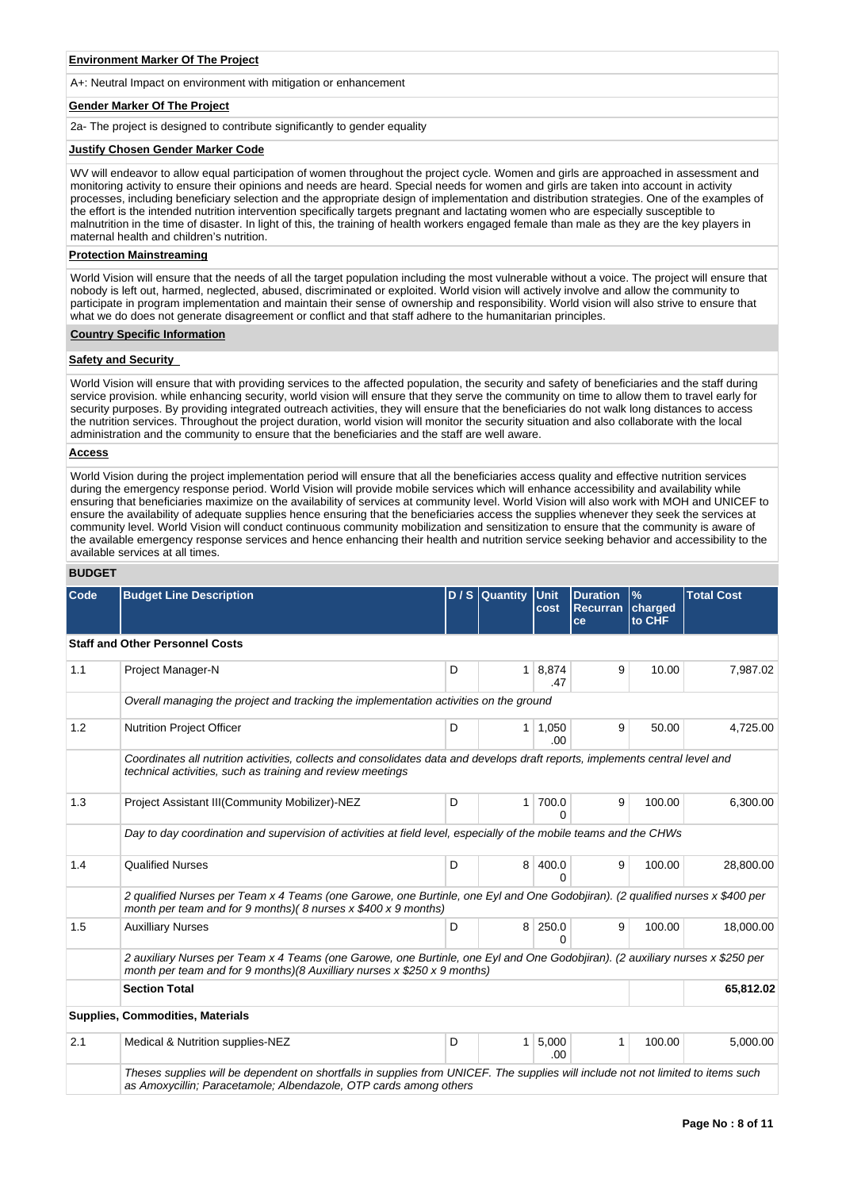**Environment Marker Of The Project**

A+: Neutral Impact on environment with mitigation or enhancement

**Gender Marker Of The Project**

2a- The project is designed to contribute significantly to gender equality

**Justify Chosen Gender Marker Code**

WV will endeavor to allow equal participation of women throughout the project cycle. Women and girls are approached in assessment and monitoring activity to ensure their opinions and needs are heard. Special needs for women and girls are taken into account in activity processes, including beneficiary selection and the appropriate design of implementation and distribution strategies. One of the examples of the effort is the intended nutrition intervention specifically targets pregnant and lactating women who are especially susceptible to malnutrition in the time of disaster. In light of this, the training of health workers engaged female than male as they are the key players in maternal health and children's nutrition.

**Protection Mainstreaming**

World Vision will ensure that the needs of all the target population including the most vulnerable without a voice. The project will ensure that nobody is left out, harmed, neglected, abused, discriminated or exploited. World vision will actively involve and allow the community to participate in program implementation and maintain their sense of ownership and responsibility. World vision will also strive to ensure that what we do does not generate disagreement or conflict and that staff adhere to the humanitarian principles.

**Country Specific Information**

**Safety and Security**

World Vision will ensure that with providing services to the affected population, the security and safety of beneficiaries and the staff during service provision. while enhancing security, world vision will ensure that they serve the community on time to allow them to travel early for security purposes. By providing integrated outreach activities, they will ensure that the beneficiaries do not walk long distances to access the nutrition services. Throughout the project duration, world vision will monitor the security situation and also collaborate with the local administration and the community to ensure that the beneficiaries and the staff are well aware.

**Access**

World Vision during the project implementation period will ensure that all the beneficiaries access quality and effective nutrition services during the emergency response period. World Vision will provide mobile services which will enhance accessibility and availability while ensuring that beneficiaries maximize on the availability of services at community level. World Vision will also work with MOH and UNICEF to ensure the availability of adequate supplies hence ensuring that the beneficiaries access the supplies whenever they seek the services at community level. World Vision will conduct continuous community mobilization and sensitization to ensure that the community is aware of the available emergency response services and hence enhancing their health and nutrition service seeking behavior and accessibility to the available services at all times.

## BUDGET

| Code | Budget Line Description | D / S | Quantity | Unit cost | Duration Recurrance | % charged to CHF | Total Cost |
|---|---|---|---|---|---|---|---|
| **Staff and Other Personnel Costs** | | | | | | | |
| 1.1 | Project Manager-N | D | 1 | 8,874.47 | 9 | 10.00 | 7,987.02 |
| | *Overall managing the project and tracking the implementation activities on the ground* | | | | | | |
| 1.2 | Nutrition Project Officer | D | 1 | 1,050.00 | 9 | 50.00 | 4,725.00 |
| | *Coordinates all nutrition activities, collects and consolidates data and develops draft reports, implements central level and technical activities, such as training and review meetings* | | | | | | |
| 1.3 | Project Assistant III(Community Mobilizer)-NEZ | D | 1 | 700.00 | 9 | 100.00 | 6,300.00 |
| | *Day to day coordination and supervision of activities at field level, especially of the mobile teams and the CHWs* | | | | | | |
| 1.4 | Qualified Nurses | D | 8 | 400.00 | 9 | 100.00 | 28,800.00 |
| | *2 qualified Nurses per Team x 4 Teams (one Garowe, one Burtinle, one Eyl and One Godobjiran). (2 qualified nurses x $400 per month per team and for 9 months)( 8 nurses x $400 x 9 months)* | | | | | | |
| 1.5 | Auxilliary Nurses | D | 8 | 250.00 | 9 | 100.00 | 18,000.00 |
| | *2 auxiliary Nurses per Team x 4 Teams (one Garowe, one Burtinle, one Eyl and One Godobjiran). (2 auxiliary nurses x $250 per month per team and for 9 months)(8 Auxilliary nurses x $250 x 9 months)* | | | | | | |
| | **Section Total** | | | | | | **65,812.02** |
| **Supplies, Commodities, Materials** | | | | | | | |
| 2.1 | Medical & Nutrition supplies-NEZ | D | 1 | 5,000.00 | 1 | 100.00 | 5,000.00 |
| | *Theses supplies will be dependent on shortfalls in supplies from UNICEF. The supplies will include not not limited to items such as Amoxycillin; Paracetamole; Albendazole, OTP cards among others* | | | | | | |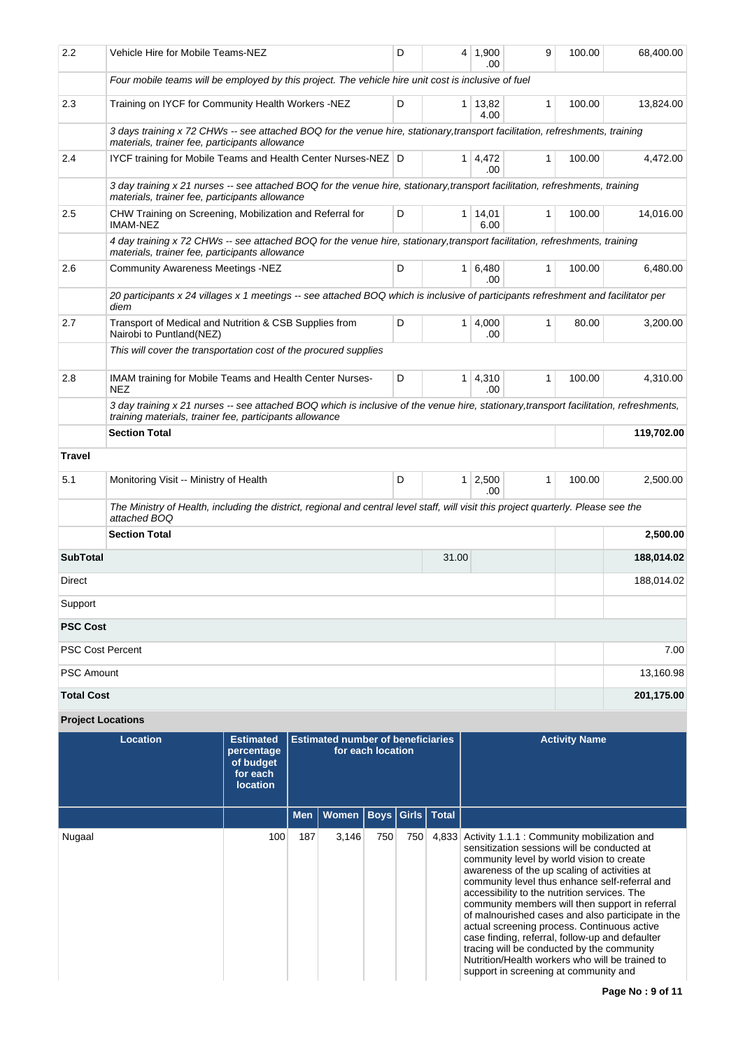| | | | | | | | |
|---|---|---|---|---|---|---|---|
| 2.2 | Vehicle Hire for Mobile Teams-NEZ | D | 4 | 1,900.00 | 9 | 100.00 | 68,400.00 |
| | *Four mobile teams will be employed by this project. The vehicle hire unit cost is inclusive of fuel* | | | | | | |
| 2.3 | Training on IYCF for Community Health Workers -NEZ | D | 1 | 13,824.00 | 1 | 100.00 | 13,824.00 |
| | *3 days training x 72 CHWs -- see attached BOQ for the venue hire, stationary,transport facilitation, refreshments, training materials, trainer fee, participants allowance* | | | | | | |
| 2.4 | IYCF training for Mobile Teams and Health Center Nurses-NEZ | D | 1 | 4,472.00 | 1 | 100.00 | 4,472.00 |
| | *3 day training x 21 nurses -- see attached BOQ for the venue hire, stationary,transport facilitation, refreshments, training materials, trainer fee, participants allowance* | | | | | | |
| 2.5 | CHW Training on Screening, Mobilization and Referral for IMAM-NEZ | D | 1 | 14,016.00 | 1 | 100.00 | 14,016.00 |
| | *4 day training x 72 CHWs -- see attached BOQ for the venue hire, stationary,transport facilitation, refreshments, training materials, trainer fee, participants allowance* | | | | | | |
| 2.6 | Community Awareness Meetings -NEZ | D | 1 | 6,480.00 | 1 | 100.00 | 6,480.00 |
| | *20 participants x 24 villages x 1 meetings -- see attached BOQ which is inclusive of participants refreshment and facilitator per diem* | | | | | | |
| 2.7 | Transport of Medical and Nutrition & CSB Supplies from Nairobi to Puntland(NEZ) | D | 1 | 4,000.00 | 1 | 80.00 | 3,200.00 |
| | *This will cover the transportation cost of the procured supplies* | | | | | | |
| 2.8 | IMAM training for Mobile Teams and Health Center Nurses-NEZ | D | 1 | 4,310.00 | 1 | 100.00 | 4,310.00 |
| | *3 day training x 21 nurses -- see attached BOQ which is inclusive of the venue hire, stationary,transport facilitation, refreshments, training materials, trainer fee, participants allowance* | | | | | | |
| | **Section Total** | | | | | | **119,702.00** |
| **Travel** | | | | | | | |
| 5.1 | Monitoring Visit -- Ministry of Health | D | 1 | 2,500.00 | 1 | 100.00 | 2,500.00 |
| | *The Ministry of Health, including the district, regional and central level staff, will visit this project quarterly. Please see the attached BOQ* | | | | | | |
| | **Section Total** | | | | | | **2,500.00** |
| **SubTotal** | | | 31.00 | | | | **188,014.02** |
| Direct | | | | | | | 188,014.02 |
| Support | | | | | | | |
| **PSC Cost** | | | | | | | |
| PSC Cost Percent | | | | | | | 7.00 |
| PSC Amount | | | | | | | 13,160.98 |
| **Total Cost** | | | | | | | **201,175.00** |

**Project Locations**

| Location | Estimated percentage of budget for each location | Estimated number of beneficiaries for each location | | | | | Activity Name |
|---|---|---|---|---|---|---|---|
| | | Men | Women | Boys | Girls | Total | |
| Nugaal | 100 | 187 | 3,146 | 750 | 750 | 4,833 | Activity 1.1.1 : Community mobilization and sensitization sessions will be conducted at community level by world vision to create awareness of the up scaling of activities at community level thus enhance self-referral and accessibility to the nutrition services. The community members will then support in referral of malnourished cases and also participate in the actual screening process. Continuous active case finding, referral, follow-up and defaulter tracing will be conducted by the community Nutrition/Health workers who will be trained to support in screening at community and |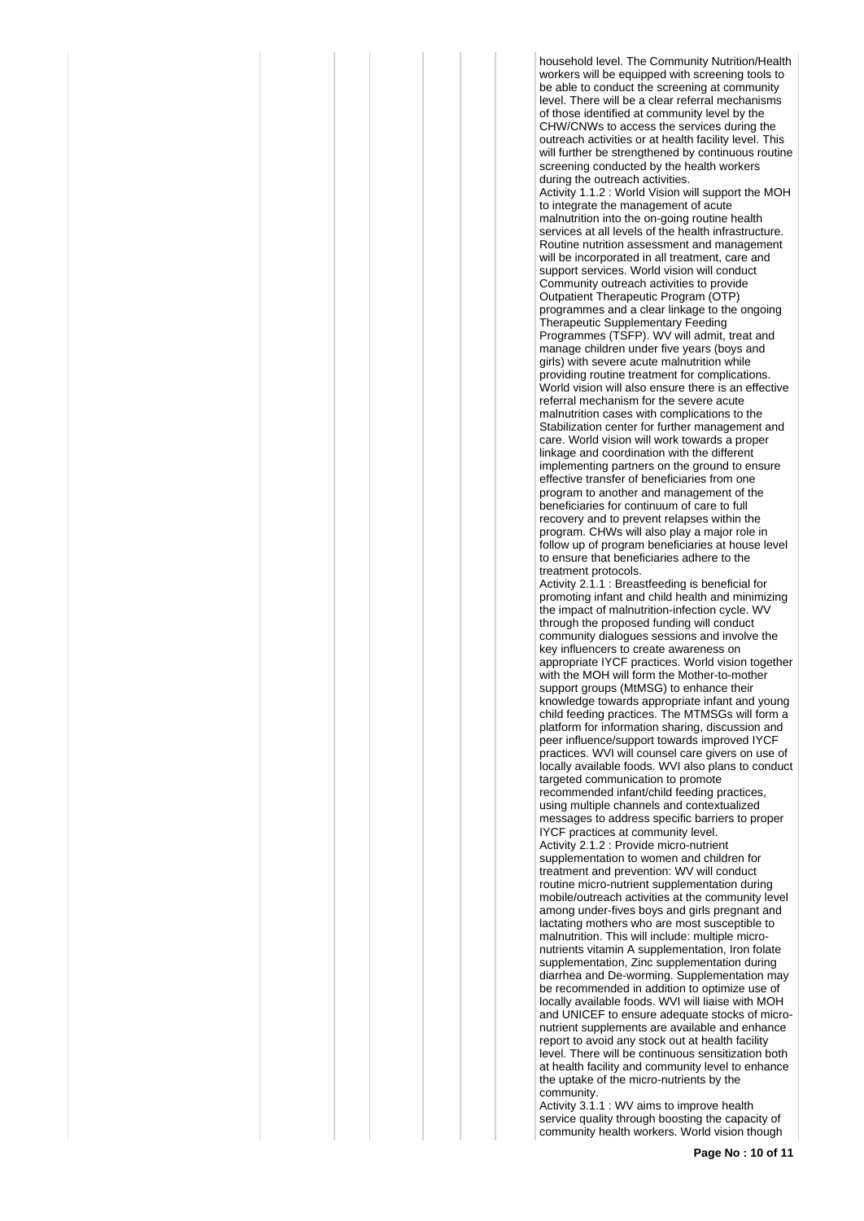household level. The Community Nutrition/Health workers will be equipped with screening tools to be able to conduct the screening at community level. There will be a clear referral mechanisms of those identified at community level by the CHW/CNWs to access the services during the outreach activities or at health facility level. This will further be strengthened by continuous routine screening conducted by the health workers during the outreach activities.

Activity 1.1.2 : World Vision will support the MOH to integrate the management of acute malnutrition into the on-going routine health services at all levels of the health infrastructure. Routine nutrition assessment and management will be incorporated in all treatment, care and support services. World vision will conduct Community outreach activities to provide Outpatient Therapeutic Program (OTP) programmes and a clear linkage to the ongoing Therapeutic Supplementary Feeding Programmes (TSFP). WV will admit, treat and manage children under five years (boys and girls) with severe acute malnutrition while providing routine treatment for complications. World vision will also ensure there is an effective referral mechanism for the severe acute malnutrition cases with complications to the Stabilization center for further management and care. World vision will work towards a proper linkage and coordination with the different implementing partners on the ground to ensure effective transfer of beneficiaries from one program to another and management of the beneficiaries for continuum of care to full recovery and to prevent relapses within the program. CHWs will also play a major role in follow up of program beneficiaries at house level to ensure that beneficiaries adhere to the treatment protocols.

Activity 2.1.1 : Breastfeeding is beneficial for promoting infant and child health and minimizing the impact of malnutrition-infection cycle. WV through the proposed funding will conduct community dialogues sessions and involve the key influencers to create awareness on appropriate IYCF practices. World vision together with the MOH will form the Mother-to-mother support groups (MtMSG) to enhance their knowledge towards appropriate infant and young child feeding practices. The MTMSGs will form a platform for information sharing, discussion and peer influence/support towards improved IYCF practices. WVI will counsel care givers on use of locally available foods. WVI also plans to conduct targeted communication to promote recommended infant/child feeding practices, using multiple channels and contextualized messages to address specific barriers to proper IYCF practices at community level.

Activity 2.1.2 : Provide micro-nutrient supplementation to women and children for treatment and prevention: WV will conduct routine micro-nutrient supplementation during mobile/outreach activities at the community level among under-fives boys and girls pregnant and lactating mothers who are most susceptible to malnutrition. This will include: multiple micro-nutrients vitamin A supplementation, Iron folate supplementation, Zinc supplementation during diarrhea and De-worming. Supplementation may be recommended in addition to optimize use of locally available foods. WVI will liaise with MOH and UNICEF to ensure adequate stocks of micro-nutrient supplements are available and enhance report to avoid any stock out at health facility level. There will be continuous sensitization both at health facility and community level to enhance the uptake of the micro-nutrients by the community.

Activity 3.1.1 : WV aims to improve health service quality through boosting the capacity of community health workers. World vision though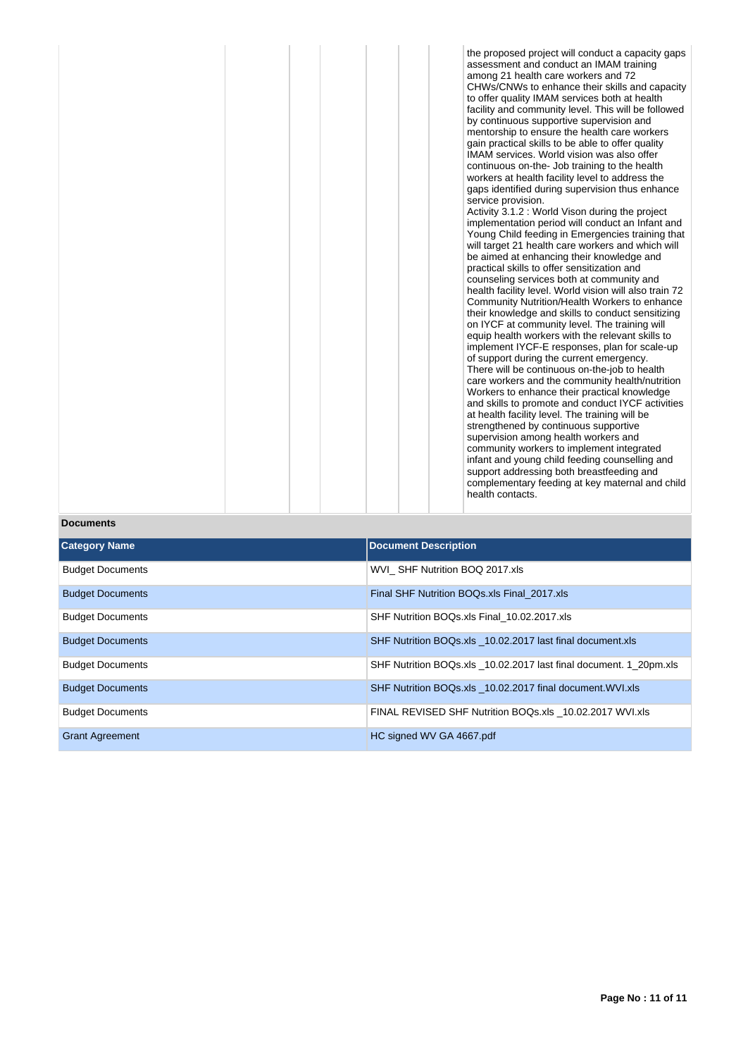| | | | | | | | |
|---|---|---|---|---|---|---|---|
| | | | | | | | the proposed project will conduct a capacity gaps assessment and conduct an IMAM training among 21 health care workers and 72 CHWs/CNWs to enhance their skills and capacity to offer quality IMAM services both at health facility and community level. This will be followed by continuous supportive supervision and mentorship to ensure the health care workers gain practical skills to be able to offer quality IMAM services. World vision was also offer continuous on-the- Job training to the health workers at health facility level to address the gaps identified during supervision thus enhance service provision.<br>Activity 3.1.2 : World Vison during the project implementation period will conduct an Infant and Young Child feeding in Emergencies training that will target 21 health care workers and which will be aimed at enhancing their knowledge and practical skills to offer sensitization and counseling services both at community and health facility level. World vision will also train 72 Community Nutrition/Health Workers to enhance their knowledge and skills to conduct sensitizing on IYCF at community level. The training will equip health workers with the relevant skills to implement IYCF-E responses, plan for scale-up of support during the current emergency.<br>There will be continuous on-the-job to health care workers and the community health/nutrition Workers to enhance their practical knowledge and skills to promote and conduct IYCF activities at health facility level. The training will be strengthened by continuous supportive supervision among health workers and community workers to implement integrated infant and young child feeding counselling and support addressing both breastfeeding and complementary feeding at key maternal and child health contacts. |

**Documents**

| Category Name | Document Description |
|---|---|
| Budget Documents | WVI_ SHF Nutrition BOQ 2017.xls |
| Budget Documents | Final SHF Nutrition BOQs.xls Final_2017.xls |
| Budget Documents | SHF Nutrition BOQs.xls Final_10.02.2017.xls |
| Budget Documents | SHF Nutrition BOQs.xls _10.02.2017 last final document.xls |
| Budget Documents | SHF Nutrition BOQs.xls _10.02.2017 last final document. 1_20pm.xls |
| Budget Documents | SHF Nutrition BOQs.xls _10.02.2017 final document.WVI.xls |
| Budget Documents | FINAL REVISED SHF Nutrition BOQs.xls _10.02.2017 WVI.xls |
| Grant Agreement | HC signed WV GA 4667.pdf |